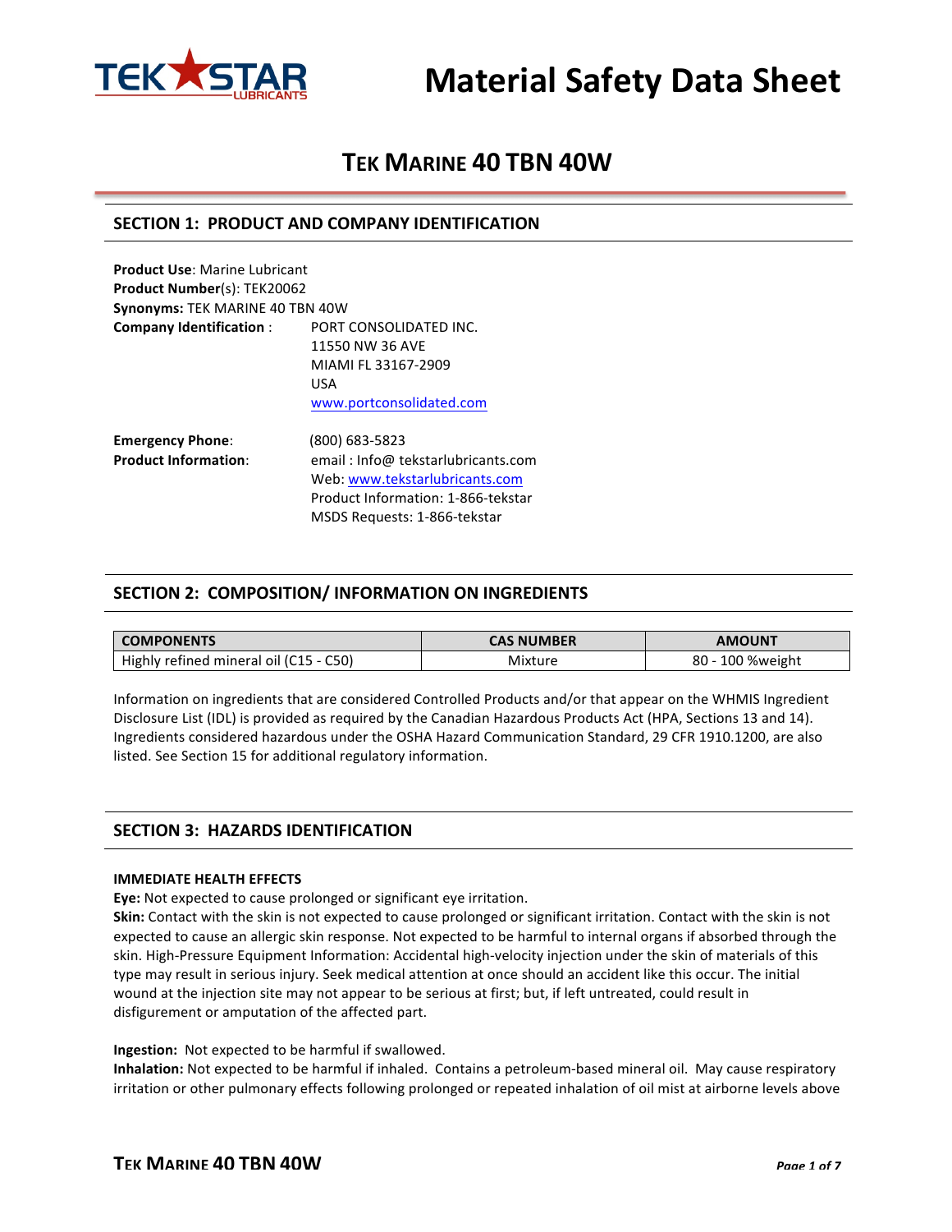# Material Safety Data Sheet

## TEK MARINE 40 TBN 40W

## SECTION 1: PRODUCT AND COMPANY IDENTIFICATION

**Product Use**: Marine Lubricant
**Product Number**(s): TEK20062
**Synonyms:** TEK MARINE 40 TBN 40W
**Company Identification** : PORT CONSOLIDATED INC.
11550 NW 36 AVE
MIAMI FL 33167-2909
USA
www.portconsolidated.com

**Emergency Phone**: (800) 683-5823
**Product Information**: email : Info@ tekstarlubricants.com
Web: www.tekstarlubricants.com
Product Information: 1-866-tekstar
MSDS Requests: 1-866-tekstar

## SECTION 2: COMPOSITION/ INFORMATION ON INGREDIENTS

| COMPONENTS | CAS NUMBER | AMOUNT |
| --- | --- | --- |
| Highly refined mineral oil (C15 - C50) | Mixture | 80 - 100 %weight |

Information on ingredients that are considered Controlled Products and/or that appear on the WHMIS Ingredient Disclosure List (IDL) is provided as required by the Canadian Hazardous Products Act (HPA, Sections 13 and 14). Ingredients considered hazardous under the OSHA Hazard Communication Standard, 29 CFR 1910.1200, are also listed. See Section 15 for additional regulatory information.

## SECTION 3: HAZARDS IDENTIFICATION

**IMMEDIATE HEALTH EFFECTS**

**Eye:** Not expected to cause prolonged or significant eye irritation.

**Skin:** Contact with the skin is not expected to cause prolonged or significant irritation. Contact with the skin is not expected to cause an allergic skin response. Not expected to be harmful to internal organs if absorbed through the skin. High-Pressure Equipment Information: Accidental high-velocity injection under the skin of materials of this type may result in serious injury. Seek medical attention at once should an accident like this occur. The initial wound at the injection site may not appear to be serious at first; but, if left untreated, could result in disfigurement or amputation of the affected part.

**Ingestion:** Not expected to be harmful if swallowed.

**Inhalation:** Not expected to be harmful if inhaled. Contains a petroleum-based mineral oil. May cause respiratory irritation or other pulmonary effects following prolonged or repeated inhalation of oil mist at airborne levels above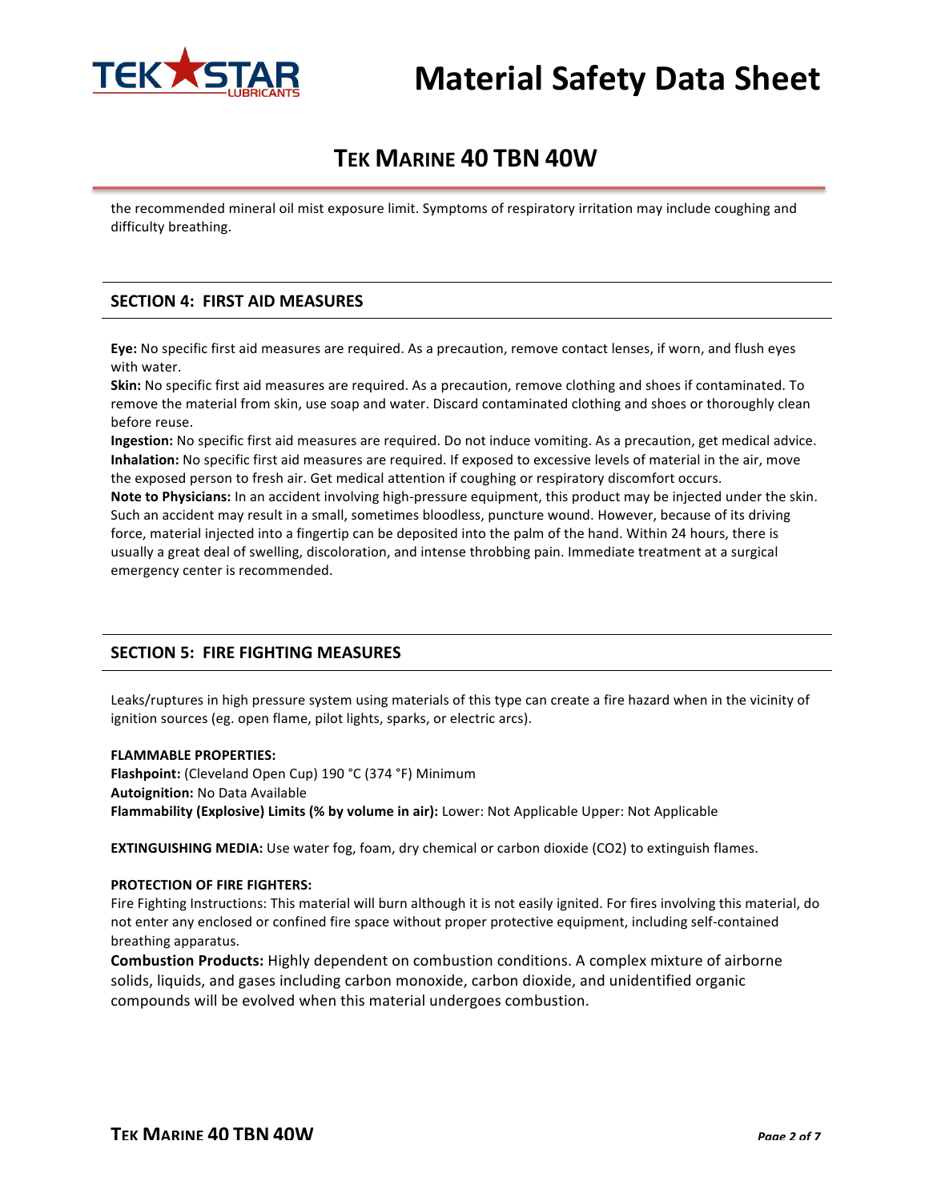the recommended mineral oil mist exposure limit. Symptoms of respiratory irritation may include coughing and difficulty breathing.

## SECTION 4: FIRST AID MEASURES

**Eye:** No specific first aid measures are required. As a precaution, remove contact lenses, if worn, and flush eyes with water.
**Skin:** No specific first aid measures are required. As a precaution, remove clothing and shoes if contaminated. To remove the material from skin, use soap and water. Discard contaminated clothing and shoes or thoroughly clean before reuse.
**Ingestion:** No specific first aid measures are required. Do not induce vomiting. As a precaution, get medical advice.
**Inhalation:** No specific first aid measures are required. If exposed to excessive levels of material in the air, move the exposed person to fresh air. Get medical attention if coughing or respiratory discomfort occurs.
**Note to Physicians:** In an accident involving high-pressure equipment, this product may be injected under the skin. Such an accident may result in a small, sometimes bloodless, puncture wound. However, because of its driving force, material injected into a fingertip can be deposited into the palm of the hand. Within 24 hours, there is usually a great deal of swelling, discoloration, and intense throbbing pain. Immediate treatment at a surgical emergency center is recommended.

## SECTION 5: FIRE FIGHTING MEASURES

Leaks/ruptures in high pressure system using materials of this type can create a fire hazard when in the vicinity of ignition sources (eg. open flame, pilot lights, sparks, or electric arcs).

**FLAMMABLE PROPERTIES:**
**Flashpoint:** (Cleveland Open Cup) 190 °C (374 °F) Minimum
**Autoignition:** No Data Available
**Flammability (Explosive) Limits (% by volume in air):** Lower: Not Applicable Upper: Not Applicable

**EXTINGUISHING MEDIA:** Use water fog, foam, dry chemical or carbon dioxide ($CO_2$) to extinguish flames.

**PROTECTION OF FIRE FIGHTERS:**
Fire Fighting Instructions: This material will burn although it is not easily ignited. For fires involving this material, do not enter any enclosed or confined fire space without proper protective equipment, including self-contained breathing apparatus.
**Combustion Products:** Highly dependent on combustion conditions. A complex mixture of airborne solids, liquids, and gases including carbon monoxide, carbon dioxide, and unidentified organic compounds will be evolved when this material undergoes combustion.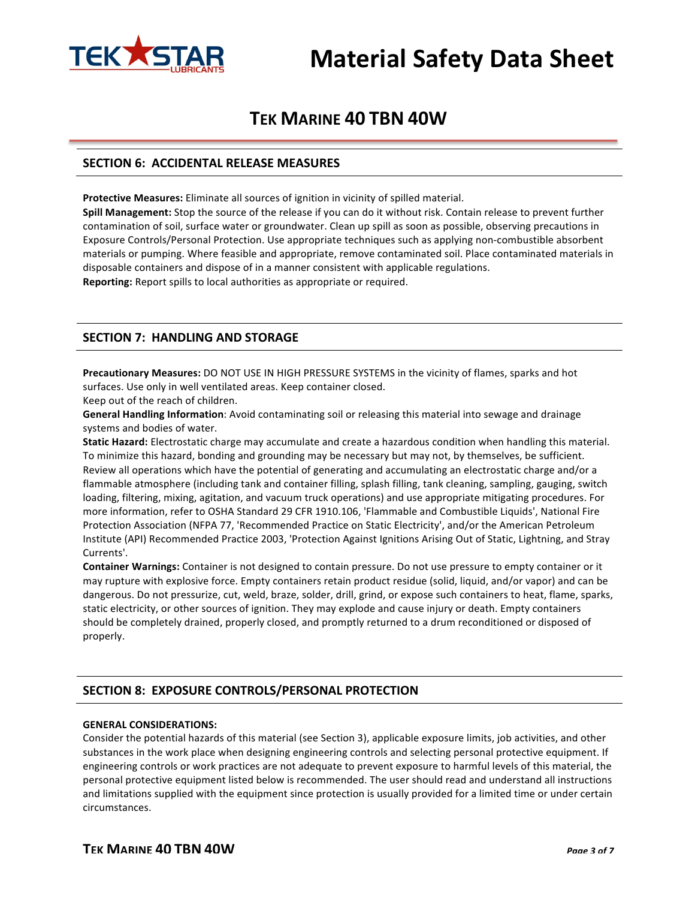# Material Safety Data Sheet

## TEK MARINE 40 TBN 40W

## SECTION 6: ACCIDENTAL RELEASE MEASURES

**Protective Measures:** Eliminate all sources of ignition in vicinity of spilled material.
**Spill Management:** Stop the source of the release if you can do it without risk. Contain release to prevent further contamination of soil, surface water or groundwater. Clean up spill as soon as possible, observing precautions in Exposure Controls/Personal Protection. Use appropriate techniques such as applying non-combustible absorbent materials or pumping. Where feasible and appropriate, remove contaminated soil. Place contaminated materials in disposable containers and dispose of in a manner consistent with applicable regulations.
**Reporting:** Report spills to local authorities as appropriate or required.

## SECTION 7: HANDLING AND STORAGE

**Precautionary Measures:** DO NOT USE IN HIGH PRESSURE SYSTEMS in the vicinity of flames, sparks and hot surfaces. Use only in well ventilated areas. Keep container closed.
Keep out of the reach of children.
**General Handling Information**: Avoid contaminating soil or releasing this material into sewage and drainage systems and bodies of water.
**Static Hazard:** Electrostatic charge may accumulate and create a hazardous condition when handling this material. To minimize this hazard, bonding and grounding may be necessary but may not, by themselves, be sufficient. Review all operations which have the potential of generating and accumulating an electrostatic charge and/or a flammable atmosphere (including tank and container filling, splash filling, tank cleaning, sampling, gauging, switch loading, filtering, mixing, agitation, and vacuum truck operations) and use appropriate mitigating procedures. For more information, refer to OSHA Standard 29 CFR 1910.106, 'Flammable and Combustible Liquids', National Fire Protection Association (NFPA 77, 'Recommended Practice on Static Electricity', and/or the American Petroleum Institute (API) Recommended Practice 2003, 'Protection Against Ignitions Arising Out of Static, Lightning, and Stray Currents'.
**Container Warnings:** Container is not designed to contain pressure. Do not use pressure to empty container or it may rupture with explosive force. Empty containers retain product residue (solid, liquid, and/or vapor) and can be dangerous. Do not pressurize, cut, weld, braze, solder, drill, grind, or expose such containers to heat, flame, sparks, static electricity, or other sources of ignition. They may explode and cause injury or death. Empty containers should be completely drained, properly closed, and promptly returned to a drum reconditioned or disposed of properly.

## SECTION 8: EXPOSURE CONTROLS/PERSONAL PROTECTION

**GENERAL CONSIDERATIONS:**
Consider the potential hazards of this material (see Section 3), applicable exposure limits, job activities, and other substances in the work place when designing engineering controls and selecting personal protective equipment. If engineering controls or work practices are not adequate to prevent exposure to harmful levels of this material, the personal protective equipment listed below is recommended. The user should read and understand all instructions and limitations supplied with the equipment since protection is usually provided for a limited time or under certain circumstances.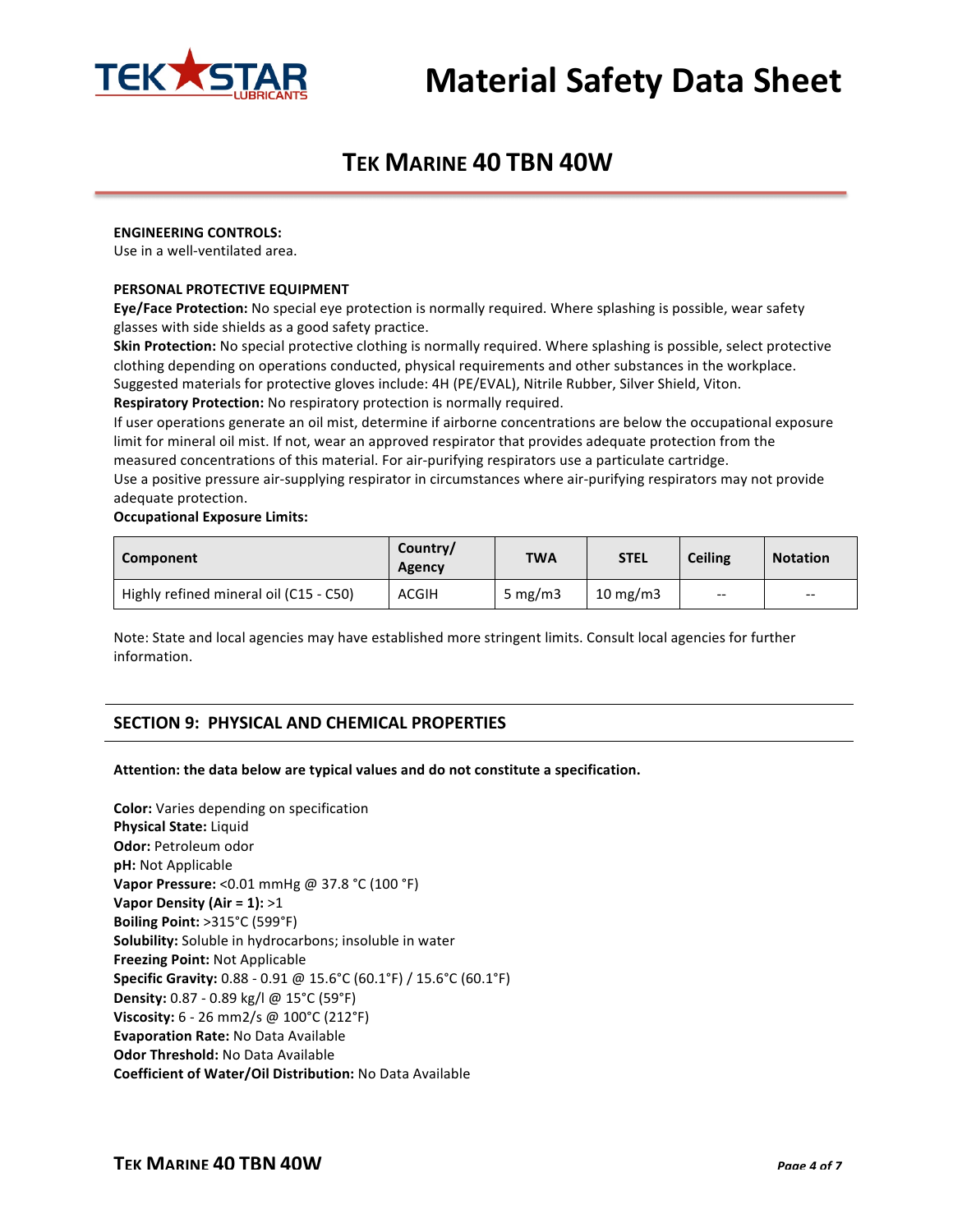**ENGINEERING CONTROLS:**
Use in a well-ventilated area.

**PERSONAL PROTECTIVE EQUIPMENT**

**Eye/Face Protection:** No special eye protection is normally required. Where splashing is possible, wear safety glasses with side shields as a good safety practice.

**Skin Protection:** No special protective clothing is normally required. Where splashing is possible, select protective clothing depending on operations conducted, physical requirements and other substances in the workplace. Suggested materials for protective gloves include: 4H (PE/EVAL), Nitrile Rubber, Silver Shield, Viton.

**Respiratory Protection:** No respiratory protection is normally required.

If user operations generate an oil mist, determine if airborne concentrations are below the occupational exposure limit for mineral oil mist. If not, wear an approved respirator that provides adequate protection from the measured concentrations of this material. For air-purifying respirators use a particulate cartridge.

Use a positive pressure air-supplying respirator in circumstances where air-purifying respirators may not provide adequate protection.

**Occupational Exposure Limits:**

| Component | Country/ Agency | TWA | STEL | Ceiling | Notation |
|---|---|---|---|---|---|
| Highly refined mineral oil (C15 - C50) | ACGIH | 5 mg/m3 | 10 mg/m3 | -- | -- |

Note: State and local agencies may have established more stringent limits. Consult local agencies for further information.

## SECTION 9: PHYSICAL AND CHEMICAL PROPERTIES

**Attention: the data below are typical values and do not constitute a specification.**

**Color:** Varies depending on specification
**Physical State:** Liquid
**Odor:** Petroleum odor
**pH:** Not Applicable
**Vapor Pressure:** <0.01 mmHg @ 37.8 °C (100 °F)
**Vapor Density (Air = 1):** >1
**Boiling Point:** >315°C (599°F)
**Solubility:** Soluble in hydrocarbons; insoluble in water
**Freezing Point:** Not Applicable
**Specific Gravity:** 0.88 - 0.91 @ 15.6°C (60.1°F) / 15.6°C (60.1°F)
**Density:** 0.87 - 0.89 kg/l @ 15°C (59°F)
**Viscosity:** 6 - 26 mm2/s @ 100°C (212°F)
**Evaporation Rate:** No Data Available
**Odor Threshold:** No Data Available
**Coefficient of Water/Oil Distribution:** No Data Available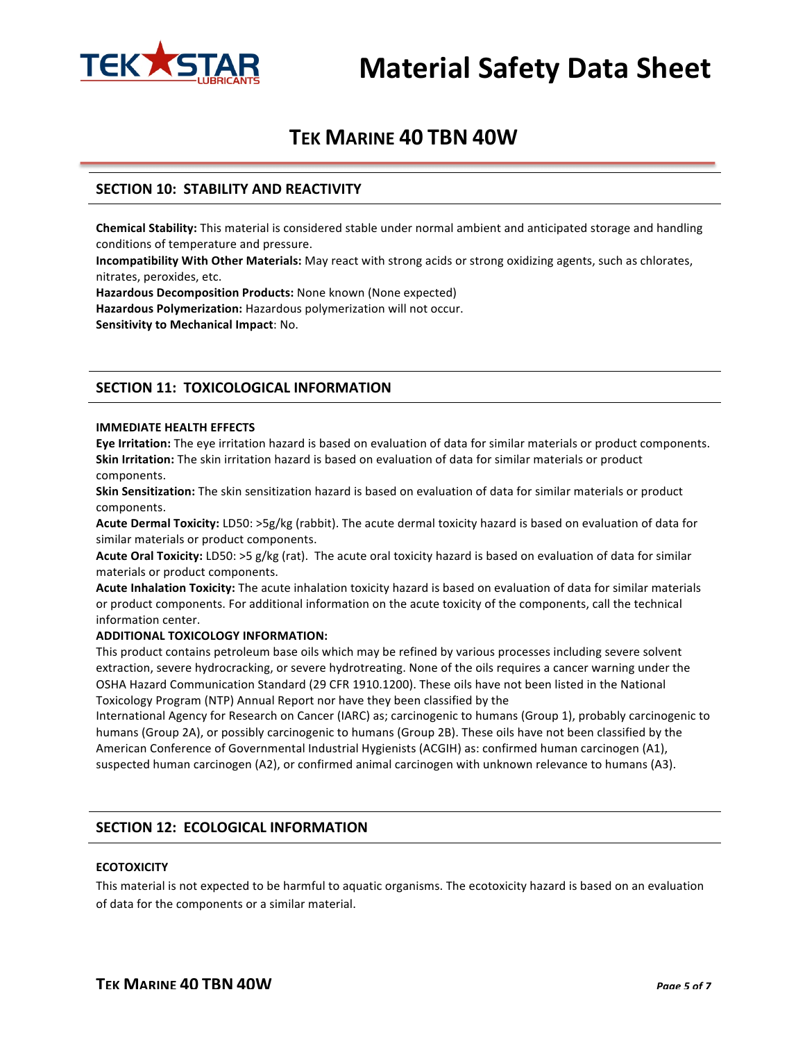## SECTION 10: STABILITY AND REACTIVITY

**Chemical Stability:** This material is considered stable under normal ambient and anticipated storage and handling conditions of temperature and pressure.
**Incompatibility With Other Materials:** May react with strong acids or strong oxidizing agents, such as chlorates, nitrates, peroxides, etc.
**Hazardous Decomposition Products:** None known (None expected)
**Hazardous Polymerization:** Hazardous polymerization will not occur.
**Sensitivity to Mechanical Impact**: No.

## SECTION 11: TOXICOLOGICAL INFORMATION

**IMMEDIATE HEALTH EFFECTS**

**Eye Irritation:** The eye irritation hazard is based on evaluation of data for similar materials or product components.
**Skin Irritation:** The skin irritation hazard is based on evaluation of data for similar materials or product components.
**Skin Sensitization:** The skin sensitization hazard is based on evaluation of data for similar materials or product components.
**Acute Dermal Toxicity:** LD50: >5g/kg (rabbit). The acute dermal toxicity hazard is based on evaluation of data for similar materials or product components.
**Acute Oral Toxicity:** LD50: >5 g/kg (rat). The acute oral toxicity hazard is based on evaluation of data for similar materials or product components.
**Acute Inhalation Toxicity:** The acute inhalation toxicity hazard is based on evaluation of data for similar materials or product components. For additional information on the acute toxicity of the components, call the technical information center.

**ADDITIONAL TOXICOLOGY INFORMATION:**

This product contains petroleum base oils which may be refined by various processes including severe solvent extraction, severe hydrocracking, or severe hydrotreating. None of the oils requires a cancer warning under the OSHA Hazard Communication Standard (29 CFR 1910.1200). These oils have not been listed in the National Toxicology Program (NTP) Annual Report nor have they been classified by the International Agency for Research on Cancer (IARC) as; carcinogenic to humans (Group 1), probably carcinogenic to humans (Group 2A), or possibly carcinogenic to humans (Group 2B). These oils have not been classified by the American Conference of Governmental Industrial Hygienists (ACGIH) as: confirmed human carcinogen (A1), suspected human carcinogen (A2), or confirmed animal carcinogen with unknown relevance to humans (A3).

## SECTION 12: ECOLOGICAL INFORMATION

**ECOTOXICITY**

This material is not expected to be harmful to aquatic organisms. The ecotoxicity hazard is based on an evaluation of data for the components or a similar material.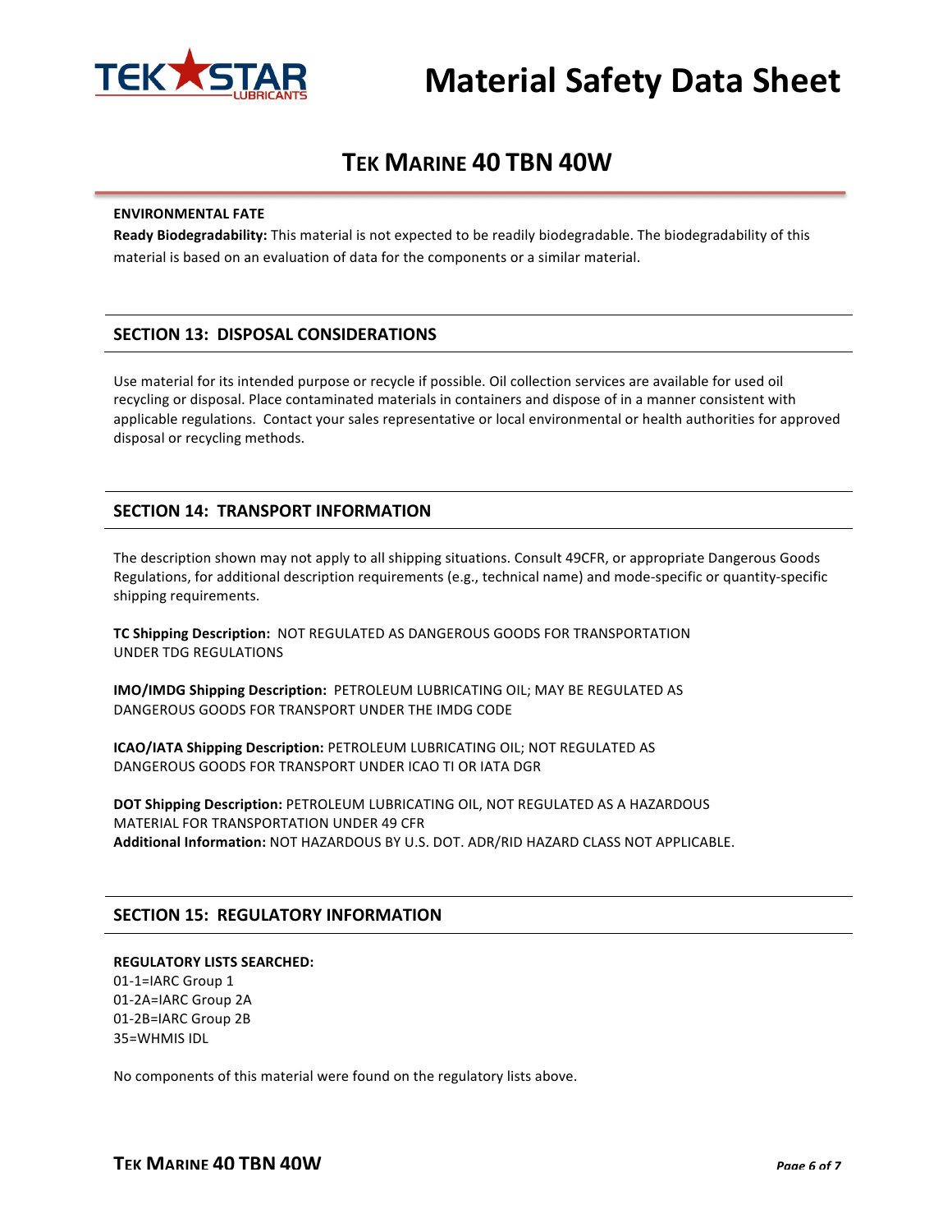**ENVIRONMENTAL FATE**

**Ready Biodegradability:** This material is not expected to be readily biodegradable. The biodegradability of this material is based on an evaluation of data for the components or a similar material.

## SECTION 13: DISPOSAL CONSIDERATIONS

Use material for its intended purpose or recycle if possible. Oil collection services are available for used oil recycling or disposal. Place contaminated materials in containers and dispose of in a manner consistent with applicable regulations. Contact your sales representative or local environmental or health authorities for approved disposal or recycling methods.

## SECTION 14: TRANSPORT INFORMATION

The description shown may not apply to all shipping situations. Consult 49CFR, or appropriate Dangerous Goods Regulations, for additional description requirements (e.g., technical name) and mode-specific or quantity-specific shipping requirements.

**TC Shipping Description:** NOT REGULATED AS DANGEROUS GOODS FOR TRANSPORTATION UNDER TDG REGULATIONS

**IMO/IMDG Shipping Description:** PETROLEUM LUBRICATING OIL; MAY BE REGULATED AS DANGEROUS GOODS FOR TRANSPORT UNDER THE IMDG CODE

**ICAO/IATA Shipping Description:** PETROLEUM LUBRICATING OIL; NOT REGULATED AS DANGEROUS GOODS FOR TRANSPORT UNDER ICAO TI OR IATA DGR

**DOT Shipping Description:** PETROLEUM LUBRICATING OIL, NOT REGULATED AS A HAZARDOUS MATERIAL FOR TRANSPORTATION UNDER 49 CFR
**Additional Information:** NOT HAZARDOUS BY U.S. DOT. ADR/RID HAZARD CLASS NOT APPLICABLE.

## SECTION 15: REGULATORY INFORMATION

**REGULATORY LISTS SEARCHED:**
01-1=IARC Group 1
01-2A=IARC Group 2A
01-2B=IARC Group 2B
35=WHMIS IDL

No components of this material were found on the regulatory lists above.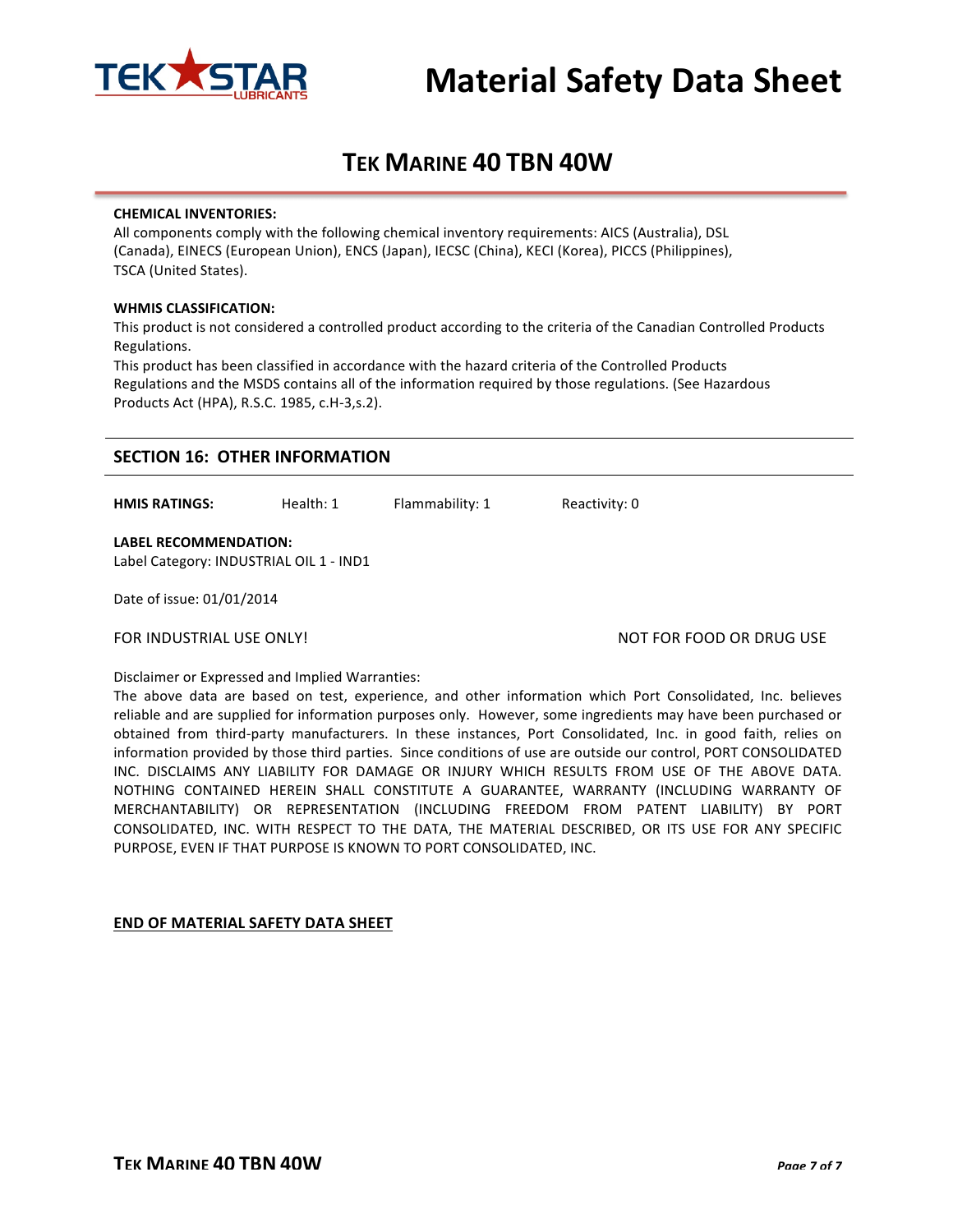# Material Safety Data Sheet

## TEK MARINE 40 TBN 40W

**CHEMICAL INVENTORIES:**

All components comply with the following chemical inventory requirements: AICS (Australia), DSL (Canada), EINECS (European Union), ENCS (Japan), IECSC (China), KECI (Korea), PICCS (Philippines), TSCA (United States).

**WHMIS CLASSIFICATION:**

This product is not considered a controlled product according to the criteria of the Canadian Controlled Products Regulations.

This product has been classified in accordance with the hazard criteria of the Controlled Products Regulations and the MSDS contains all of the information required by those regulations. (See Hazardous Products Act (HPA), R.S.C. 1985, c.H-3,s.2).

## SECTION 16: OTHER INFORMATION

| | | | |
|---|---|---|---|
| **HMIS RATINGS:** | Health: 1 | Flammability: 1 | Reactivity: 0 |

**LABEL RECOMMENDATION:**

Label Category: INDUSTRIAL OIL 1 - IND1

Date of issue: 01/01/2014

FOR INDUSTRIAL USE ONLY!

NOT FOR FOOD OR DRUG USE

Disclaimer or Expressed and Implied Warranties:

The above data are based on test, experience, and other information which Port Consolidated, Inc. believes reliable and are supplied for information purposes only. However, some ingredients may have been purchased or obtained from third-party manufacturers. In these instances, Port Consolidated, Inc. in good faith, relies on information provided by those third parties. Since conditions of use are outside our control, PORT CONSOLIDATED INC. DISCLAIMS ANY LIABILITY FOR DAMAGE OR INJURY WHICH RESULTS FROM USE OF THE ABOVE DATA. NOTHING CONTAINED HEREIN SHALL CONSTITUTE A GUARANTEE, WARRANTY (INCLUDING WARRANTY OF MERCHANTABILITY) OR REPRESENTATION (INCLUDING FREEDOM FROM PATENT LIABILITY) BY PORT CONSOLIDATED, INC. WITH RESPECT TO THE DATA, THE MATERIAL DESCRIBED, OR ITS USE FOR ANY SPECIFIC PURPOSE, EVEN IF THAT PURPOSE IS KNOWN TO PORT CONSOLIDATED, INC.

**END OF MATERIAL SAFETY DATA SHEET**